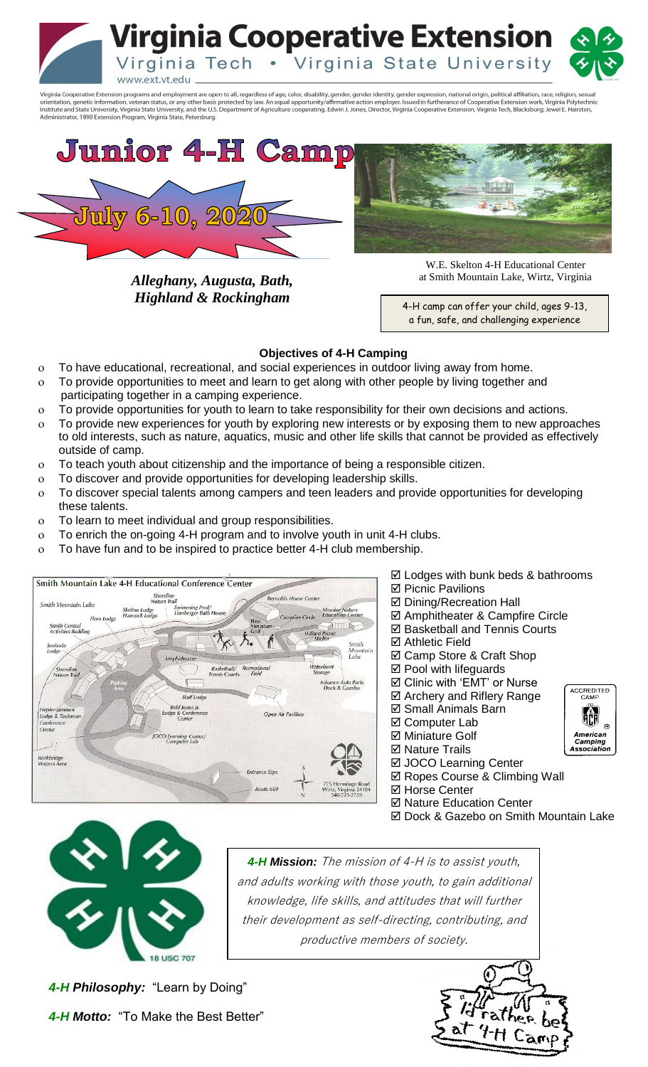# Virginia Cooperative Extension

Virginia Tech • Virginia State University

www.ext.vt.edu

Virginia Cooperative Extension programs and employment are open to all, regardless of age, color, disability, gender, gender identity, gender expression, national origin, political affiliation, race, religion, sexual orientation, genetic information, veteran status, or any other basis protected by law. An equal opportunity/affirmative action employer. Issued in furtherance of Cooperative Extension work, Virginia Polytechnic Institute and State University, Virginia State University, and the U.S. Department of Agriculture cooperating. Edwin J. Jones, Director, Virginia Cooperative Extension, Virginia Tech, Blacksburg; Jewel E. Hairston, Administrator, 1890 Extension Program, Virginia State, Petersburg.

# Junior 4-H Camp

## July 6-10, 2020

*Alleghany, Augusta, Bath, Highland & Rockingham*

W.E. Skelton 4-H Educational Center at Smith Mountain Lake, Wirtz, Virginia

4-H camp can offer your child, ages 9-13, a fun, safe, and challenging experience

### Objectives of 4-H Camping

- To have educational, recreational, and social experiences in outdoor living away from home.
- To provide opportunities to meet and learn to get along with other people by living together and participating together in a camping experience.
- To provide opportunities for youth to learn to take responsibility for their own decisions and actions.
- To provide new experiences for youth by exploring new interests or by exposing them to new approaches to old interests, such as nature, aquatics, music and other life skills that cannot be provided as effectively outside of camp.
- To teach youth about citizenship and the importance of being a responsible citizen.
- To discover and provide opportunities for developing leadership skills.
- To discover special talents among campers and teen leaders and provide opportunities for developing these talents.
- To learn to meet individual and group responsibilities.
- To enrich the on-going 4-H program and to involve youth in unit 4-H clubs.
- To have fun and to be inspired to practice better 4-H club membership.

Smith Mountain Lake 4-H Educational Conference Center

- ☑ Lodges with bunk beds & bathrooms
- ☑ Picnic Pavilions
- ☑ Dining/Recreation Hall
- ☑ Amphitheater & Campfire Circle
- ☑ Basketball and Tennis Courts
- ☑ Athletic Field
- ☑ Camp Store & Craft Shop
- ☑ Pool with lifeguards
- ☑ Clinic with 'EMT' or Nurse
- ☑ Archery and Riflery Range
- ☑ Small Animals Barn
- ☑ Computer Lab
- ☑ Miniature Golf
- ☑ Nature Trails
- ☑ JOCO Learning Center
- ☑ Ropes Course & Climbing Wall
- ☑ Horse Center
- ☑ Nature Education Center
- ☑ Dock & Gazebo on Smith Mountain Lake

ACCREDITED CAMP — American Camping Association

*4-H* ***Mission:*** *The mission of 4-H is to assist youth, and adults working with those youth, to gain additional knowledge, life skills, and attitudes that will further their development as self-directing, contributing, and productive members of society.*

***4-H Philosophy:*** "Learn by Doing"

***4-H Motto:*** "To Make the Best Better"

I'd rather be at 4-H Camp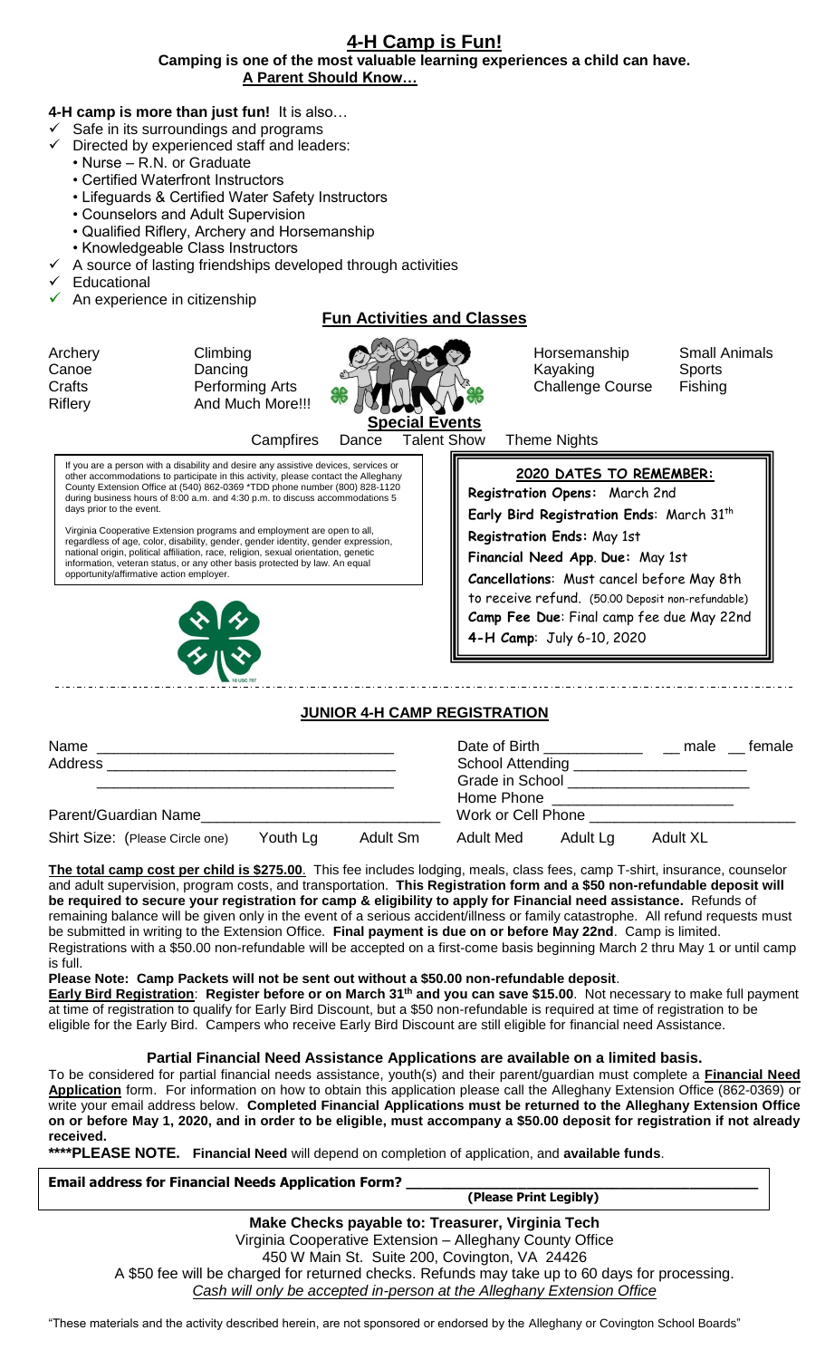# 4-H Camp is Fun!

**Camping is one of the most valuable learning experiences a child can have.**

**A Parent Should Know…**

**4-H camp is more than just fun!** It is also…

- ✓ Safe in its surroundings and programs
- ✓ Directed by experienced staff and leaders:
  - Nurse – R.N. or Graduate
  - Certified Waterfront Instructors
  - Lifeguards & Certified Water Safety Instructors
  - Counselors and Adult Supervision
  - Qualified Riflery, Archery and Horsemanship
  - Knowledgeable Class Instructors
- ✓ A source of lasting friendships developed through activities
- ✓ Educational
- ✓ An experience in citizenship

## Fun Activities and Classes

| | | | |
|---|---|---|---|
| Archery | Climbing | Horsemanship | Small Animals |
| Canoe | Dancing | Kayaking | Sports |
| Crafts | Performing Arts | Challenge Course | Fishing |
| Riflery | And Much More!!! | | |

**Special Events**

Campfires Dance Talent Show Theme Nights

If you are a person with a disability and desire any assistive devices, services or other accommodations to participate in this activity, please contact the Alleghany County Extension Office at (540) 862-0369 *TDD phone number (800) 828-1120 during business hours of 8:00 a.m. and 4:30 p.m. to discuss accommodations 5 days prior to the event.

Virginia Cooperative Extension programs and employment are open to all, regardless of age, color, disability, gender, gender identity, gender expression, national origin, political affiliation, race, religion, sexual orientation, genetic information, veteran status, or any other basis protected by law. An equal opportunity/affirmative action employer.

**2020 DATES TO REMEMBER:**

**Registration Opens:** March 2nd

**Early Bird Registration Ends**: March 31th

**Registration Ends:** May 1st

**Financial Need App. Due:** May 1st

**Cancellations**: Must cancel before May 8th to receive refund. (50.00 Deposit non-refundable)

**Camp Fee Due**: Final camp fee due May 22nd

**4-H Camp**: July 6-10, 2020

## JUNIOR 4-H CAMP REGISTRATION

Name ___________________________________ Date of Birth ____________ __ male __ female

Address _________________________________ School Attending ______________________

_______________________________________ Grade in School _______________________

Home Phone ______________________

Parent/Guardian Name_____________________________ Work or Cell Phone __________________________

Shirt Size: (Please Circle one) Youth Lg Adult Sm Adult Med Adult Lg Adult XL

**The total camp cost per child is $275.00**. This fee includes lodging, meals, class fees, camp T-shirt, insurance, counselor and adult supervision, program costs, and transportation. **This Registration form and a $50 non-refundable deposit will be required to secure your registration for camp & eligibility to apply for Financial need assistance.** Refunds of remaining balance will be given only in the event of a serious accident/illness or family catastrophe. All refund requests must be submitted in writing to the Extension Office. **Final payment is due on or before May 22nd**. Camp is limited. Registrations with a $50.00 non-refundable will be accepted on a first-come basis beginning March 2 thru May 1 or until camp is full.

**Please Note: Camp Packets will not be sent out without a $50.00 non-refundable deposit**.

**Early Bird Registration**: **Register before or on March 31th and you can save $15.00**. Not necessary to make full payment at time of registration to qualify for Early Bird Discount, but a $50 non-refundable is required at time of registration to be eligible for the Early Bird. Campers who receive Early Bird Discount are still eligible for financial need Assistance.

### Partial Financial Need Assistance Applications are available on a limited basis.

To be considered for partial financial needs assistance, youth(s) and their parent/guardian must complete a **Financial Need Application** form. For information on how to obtain this application please call the Alleghany Extension Office (862-0369) or write your email address below. **Completed Financial Applications must be returned to the Alleghany Extension Office on or before May 1, 2020, and in order to be eligible, must accompany a $50.00 deposit for registration if not already received.**

**\*\*\*\*PLEASE NOTE. Financial Need** will depend on completion of application, and **available funds**.

**Email address for Financial Needs Application Form? _________________________________________**

**(Please Print Legibly)**

**Make Checks payable to: Treasurer, Virginia Tech**

Virginia Cooperative Extension – Alleghany County Office

450 W Main St. Suite 200, Covington, VA 24426

A $50 fee will be charged for returned checks. Refunds may take up to 60 days for processing.

*Cash will only be accepted in-person at the Alleghany Extension Office*

"These materials and the activity described herein, are not sponsored or endorsed by the Alleghany or Covington School Boards"